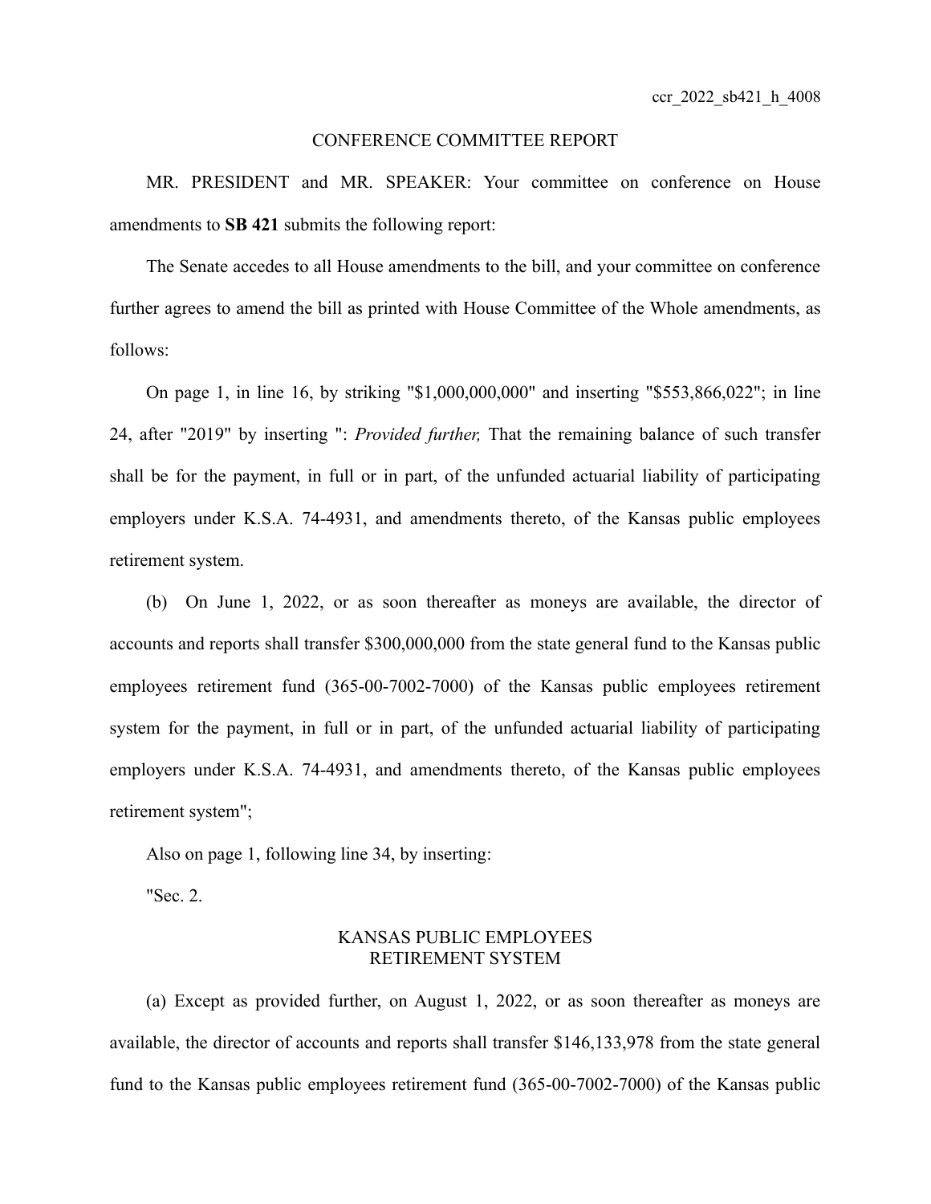ccr_2022_sb421_h_4008

# CONFERENCE COMMITTEE REPORT

MR. PRESIDENT and MR. SPEAKER: Your committee on conference on House amendments to **SB 421** submits the following report:

The Senate accedes to all House amendments to the bill, and your committee on conference further agrees to amend the bill as printed with House Committee of the Whole amendments, as follows:

On page 1, in line 16, by striking "$1,000,000,000" and inserting "$553,866,022"; in line 24, after "2019" by inserting ": *Provided further,* That the remaining balance of such transfer shall be for the payment, in full or in part, of the unfunded actuarial liability of participating employers under K.S.A. 74-4931, and amendments thereto, of the Kansas public employees retirement system.

(b) On June 1, 2022, or as soon thereafter as moneys are available, the director of accounts and reports shall transfer $300,000,000 from the state general fund to the Kansas public employees retirement fund (365-00-7002-7000) of the Kansas public employees retirement system for the payment, in full or in part, of the unfunded actuarial liability of participating employers under K.S.A. 74-4931, and amendments thereto, of the Kansas public employees retirement system";

Also on page 1, following line 34, by inserting:

"Sec. 2.

## KANSAS PUBLIC EMPLOYEES RETIREMENT SYSTEM

(a) Except as provided further, on August 1, 2022, or as soon thereafter as moneys are available, the director of accounts and reports shall transfer $146,133,978 from the state general fund to the Kansas public employees retirement fund (365-00-7002-7000) of the Kansas public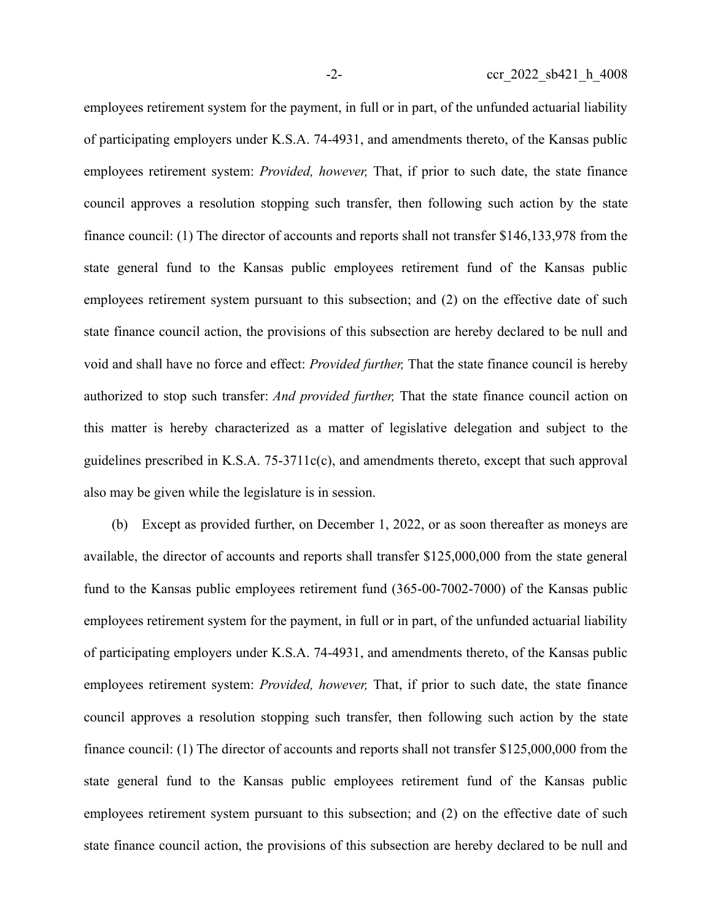employees retirement system for the payment, in full or in part, of the unfunded actuarial liability of participating employers under K.S.A. 74-4931, and amendments thereto, of the Kansas public employees retirement system: *Provided, however,* That, if prior to such date, the state finance council approves a resolution stopping such transfer, then following such action by the state finance council: (1) The director of accounts and reports shall not transfer $146,133,978 from the state general fund to the Kansas public employees retirement fund of the Kansas public employees retirement system pursuant to this subsection; and (2) on the effective date of such state finance council action, the provisions of this subsection are hereby declared to be null and void and shall have no force and effect: *Provided further,* That the state finance council is hereby authorized to stop such transfer: *And provided further,* That the state finance council action on this matter is hereby characterized as a matter of legislative delegation and subject to the guidelines prescribed in K.S.A. 75-3711c(c), and amendments thereto, except that such approval also may be given while the legislature is in session.

(b) Except as provided further, on December 1, 2022, or as soon thereafter as moneys are available, the director of accounts and reports shall transfer $125,000,000 from the state general fund to the Kansas public employees retirement fund (365-00-7002-7000) of the Kansas public employees retirement system for the payment, in full or in part, of the unfunded actuarial liability of participating employers under K.S.A. 74-4931, and amendments thereto, of the Kansas public employees retirement system: *Provided, however,* That, if prior to such date, the state finance council approves a resolution stopping such transfer, then following such action by the state finance council: (1) The director of accounts and reports shall not transfer $125,000,000 from the state general fund to the Kansas public employees retirement fund of the Kansas public employees retirement system pursuant to this subsection; and (2) on the effective date of such state finance council action, the provisions of this subsection are hereby declared to be null and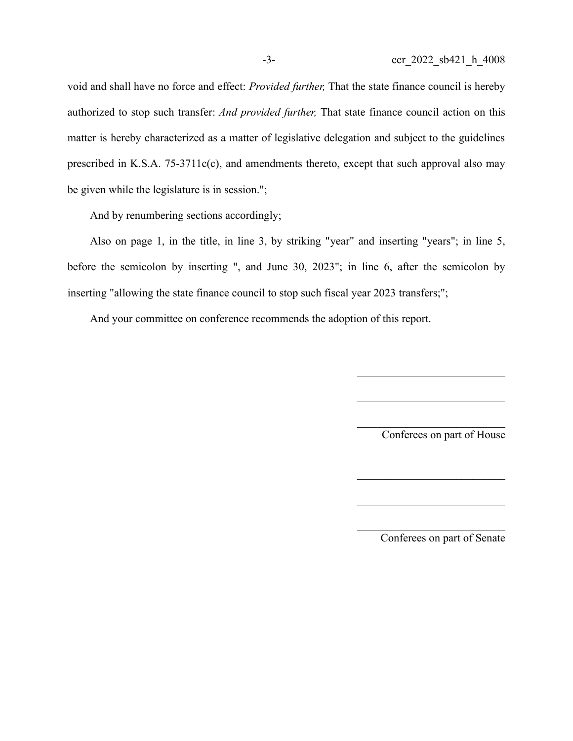void and shall have no force and effect: *Provided further,* That the state finance council is hereby authorized to stop such transfer: *And provided further,* That state finance council action on this matter is hereby characterized as a matter of legislative delegation and subject to the guidelines prescribed in K.S.A. 75-3711c(c), and amendments thereto, except that such approval also may be given while the legislature is in session.";

And by renumbering sections accordingly;

Also on page 1, in the title, in line 3, by striking "year" and inserting "years"; in line 5, before the semicolon by inserting ", and June 30, 2023"; in line 6, after the semicolon by inserting "allowing the state finance council to stop such fiscal year 2023 transfers;";

And your committee on conference recommends the adoption of this report.

\_\_\_\_\_\_\_\_\_\_\_\_\_\_\_\_\_\_\_\_\_\_\_\_\_\_\_

\_\_\_\_\_\_\_\_\_\_\_\_\_\_\_\_\_\_\_\_\_\_\_\_\_\_\_

\_\_\_\_\_\_\_\_\_\_\_\_\_\_\_\_\_\_\_\_\_\_\_\_\_\_\_

Conferees on part of House

\_\_\_\_\_\_\_\_\_\_\_\_\_\_\_\_\_\_\_\_\_\_\_\_\_\_\_

\_\_\_\_\_\_\_\_\_\_\_\_\_\_\_\_\_\_\_\_\_\_\_\_\_\_\_

\_\_\_\_\_\_\_\_\_\_\_\_\_\_\_\_\_\_\_\_\_\_\_\_\_\_\_

Conferees on part of Senate